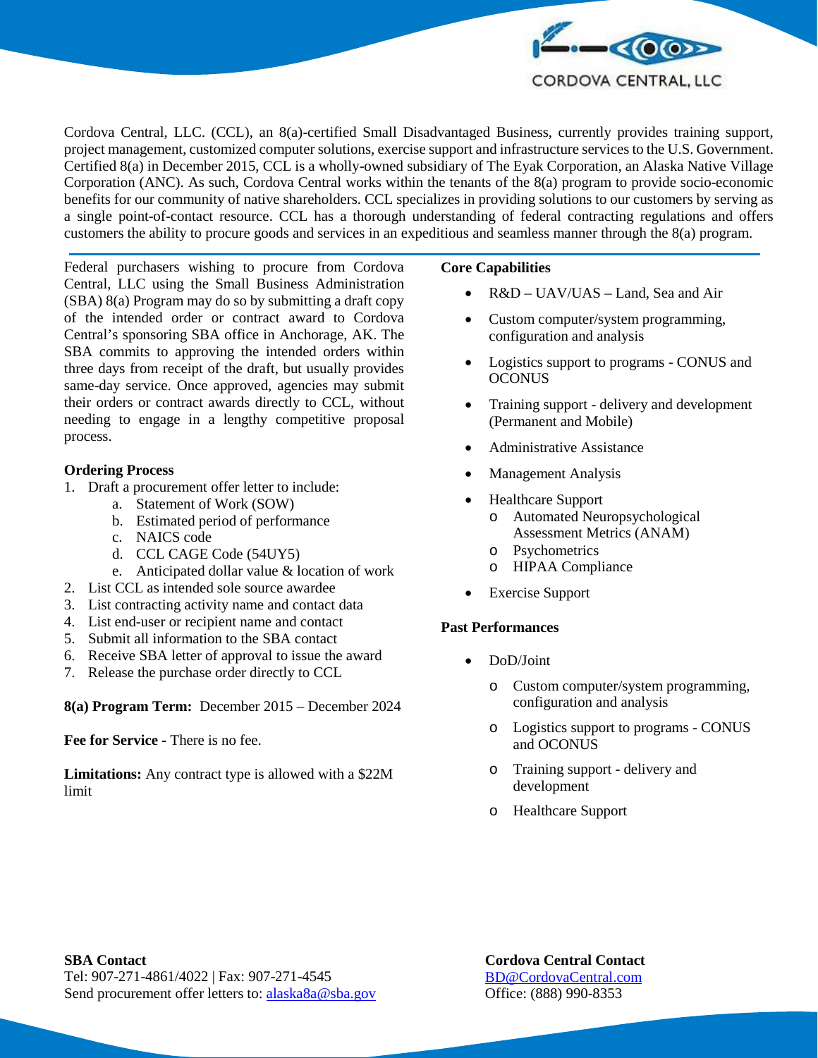CORDOVA CENTRAL, LLC

Cordova Central, LLC. (CCL), an 8(a)-certified Small Disadvantaged Business, currently provides training support, project management, customized computer solutions, exercise support and infrastructure services to the U.S. Government. Certified 8(a) in December 2015, CCL is a wholly-owned subsidiary of The Eyak Corporation, an Alaska Native Village Corporation (ANC). As such, Cordova Central works within the tenants of the 8(a) program to provide socio-economic benefits for our community of native shareholders. CCL specializes in providing solutions to our customers by serving as a single point-of-contact resource. CCL has a thorough understanding of federal contracting regulations and offers customers the ability to procure goods and services in an expeditious and seamless manner through the 8(a) program.

---

Federal purchasers wishing to procure from Cordova Central, LLC using the Small Business Administration (SBA) 8(a) Program may do so by submitting a draft copy of the intended order or contract award to Cordova Central's sponsoring SBA office in Anchorage, AK. The SBA commits to approving the intended orders within three days from receipt of the draft, but usually provides same-day service. Once approved, agencies may submit their orders or contract awards directly to CCL, without needing to engage in a lengthy competitive proposal process.

**Ordering Process**

1. Draft a procurement offer letter to include:
   a. Statement of Work (SOW)
   b. Estimated period of performance
   c. NAICS code
   d. CCL CAGE Code (54UY5)
   e. Anticipated dollar value & location of work
2. List CCL as intended sole source awardee
3. List contracting activity name and contact data
4. List end-user or recipient name and contact
5. Submit all information to the SBA contact
6. Receive SBA letter of approval to issue the award
7. Release the purchase order directly to CCL

**8(a) Program Term:** December 2015 – December 2024

**Fee for Service -** There is no fee.

**Limitations:** Any contract type is allowed with a $22M limit

**Core Capabilities**

- R&D – UAV/UAS – Land, Sea and Air
- Custom computer/system programming, configuration and analysis
- Logistics support to programs - CONUS and OCONUS
- Training support - delivery and development (Permanent and Mobile)
- Administrative Assistance
- Management Analysis
- Healthcare Support
  - Automated Neuropsychological Assessment Metrics (ANAM)
  - Psychometrics
  - HIPAA Compliance
- Exercise Support

**Past Performances**

- DoD/Joint
  - Custom computer/system programming, configuration and analysis
  - Logistics support to programs - CONUS and OCONUS
  - Training support - delivery and development
  - Healthcare Support

**SBA Contact**
Tel: 907-271-4861/4022 | Fax: 907-271-4545
Send procurement offer letters to: alaska8a@sba.gov

**Cordova Central Contact**
BD@CordovaCentral.com
Office: (888) 990-8353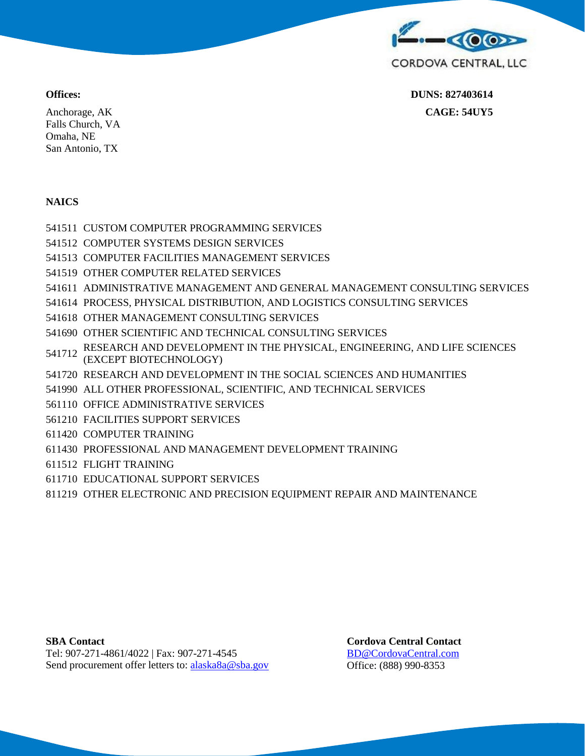CORDOVA CENTRAL, LLC

**Offices:**

Anchorage, AK
Falls Church, VA
Omaha, NE
San Antonio, TX

**DUNS: 827403614**

**CAGE: 54UY5**

**NAICS**

| | |
|---|---|
| 541511 | CUSTOM COMPUTER PROGRAMMING SERVICES |
| 541512 | COMPUTER SYSTEMS DESIGN SERVICES |
| 541513 | COMPUTER FACILITIES MANAGEMENT SERVICES |
| 541519 | OTHER COMPUTER RELATED SERVICES |
| 541611 | ADMINISTRATIVE MANAGEMENT AND GENERAL MANAGEMENT CONSULTING SERVICES |
| 541614 | PROCESS, PHYSICAL DISTRIBUTION, AND LOGISTICS CONSULTING SERVICES |
| 541618 | OTHER MANAGEMENT CONSULTING SERVICES |
| 541690 | OTHER SCIENTIFIC AND TECHNICAL CONSULTING SERVICES |
| 541712 | RESEARCH AND DEVELOPMENT IN THE PHYSICAL, ENGINEERING, AND LIFE SCIENCES (EXCEPT BIOTECHNOLOGY) |
| 541720 | RESEARCH AND DEVELOPMENT IN THE SOCIAL SCIENCES AND HUMANITIES |
| 541990 | ALL OTHER PROFESSIONAL, SCIENTIFIC, AND TECHNICAL SERVICES |
| 561110 | OFFICE ADMINISTRATIVE SERVICES |
| 561210 | FACILITIES SUPPORT SERVICES |
| 611420 | COMPUTER TRAINING |
| 611430 | PROFESSIONAL AND MANAGEMENT DEVELOPMENT TRAINING |
| 611512 | FLIGHT TRAINING |
| 611710 | EDUCATIONAL SUPPORT SERVICES |
| 811219 | OTHER ELECTRONIC AND PRECISION EQUIPMENT REPAIR AND MAINTENANCE |

**SBA Contact**
Tel: 907-271-4861/4022 | Fax: 907-271-4545
Send procurement offer letters to: alaska8a@sba.gov

**Cordova Central Contact**
BD@CordovaCentral.com
Office: (888) 990-8353